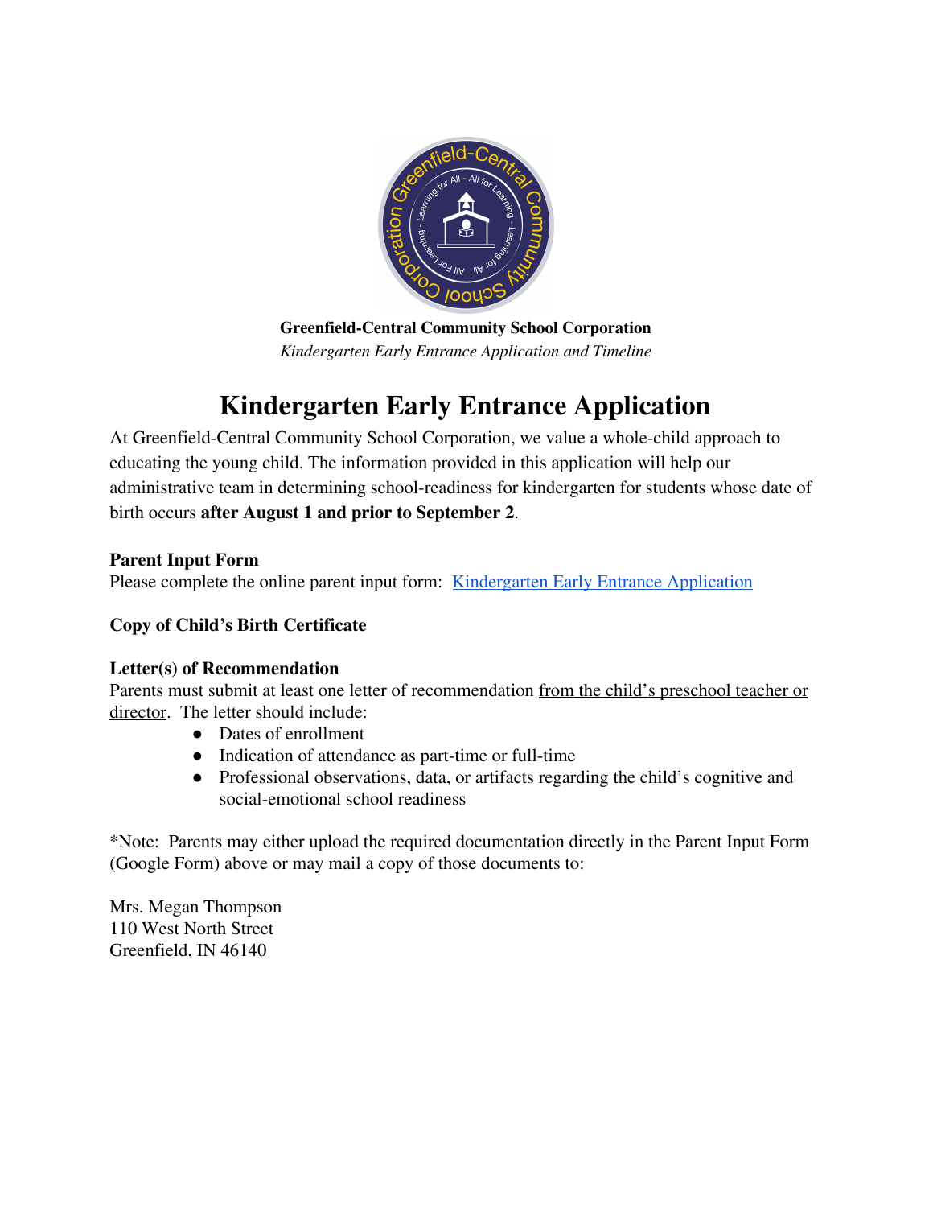**Greenfield-Central Community School Corporation**
*Kindergarten Early Entrance Application and Timeline*

# Kindergarten Early Entrance Application

At Greenfield-Central Community School Corporation, we value a whole-child approach to educating the young child. The information provided in this application will help our administrative team in determining school-readiness for kindergarten for students whose date of birth occurs **after August 1 and prior to September 2**.

**Parent Input Form**
Please complete the online parent input form: [Kindergarten Early Entrance Application]

**Copy of Child's Birth Certificate**

**Letter(s) of Recommendation**
Parents must submit at least one letter of recommendation from the child's preschool teacher or director. The letter should include:

- Dates of enrollment
- Indication of attendance as part-time or full-time
- Professional observations, data, or artifacts regarding the child's cognitive and social-emotional school readiness

*Note: Parents may either upload the required documentation directly in the Parent Input Form (Google Form) above or may mail a copy of those documents to:

Mrs. Megan Thompson
110 West North Street
Greenfield, IN 46140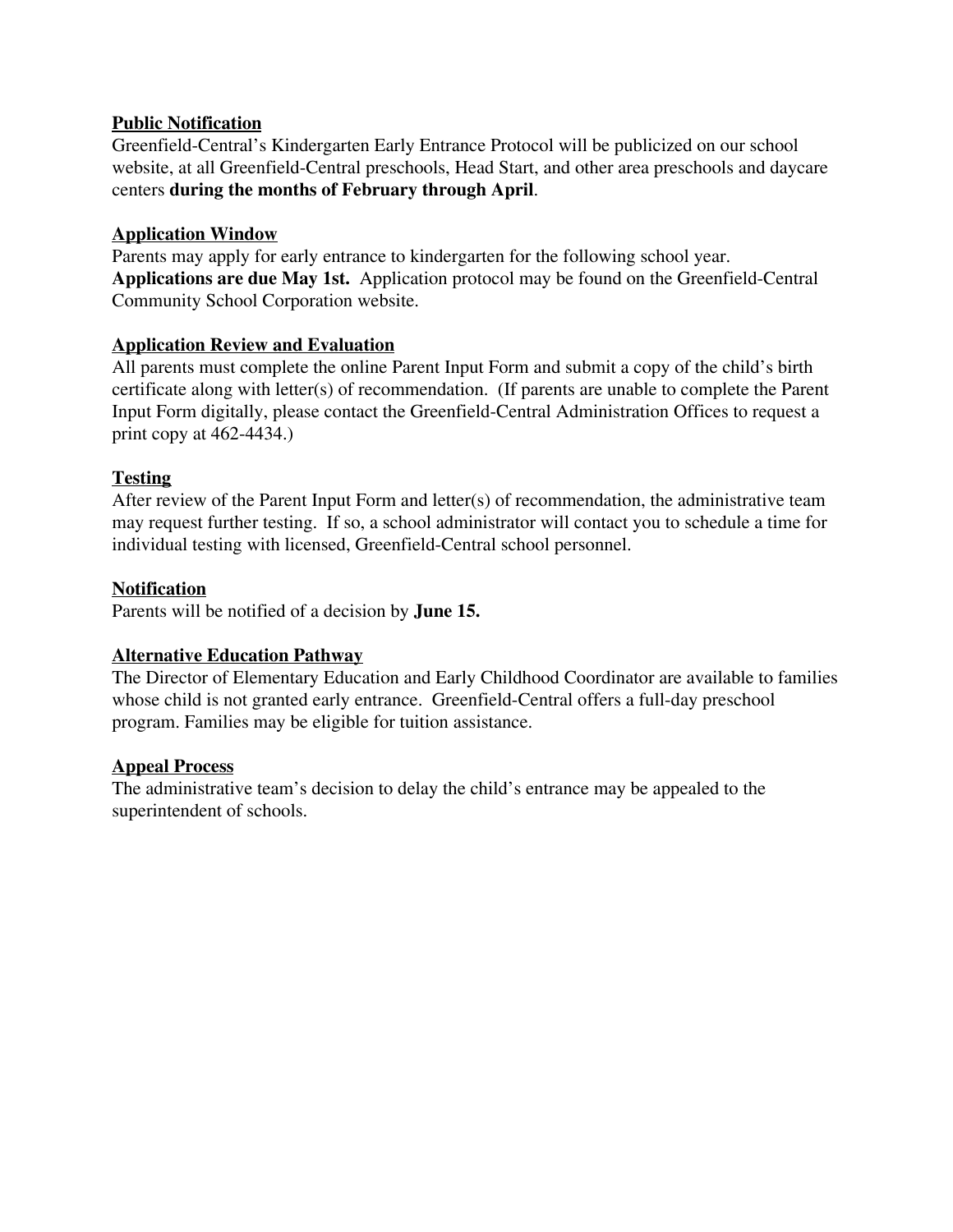**Public Notification**

Greenfield-Central's Kindergarten Early Entrance Protocol will be publicized on our school website, at all Greenfield-Central preschools, Head Start, and other area preschools and daycare centers **during the months of February through April**.

**Application Window**

Parents may apply for early entrance to kindergarten for the following school year. **Applications are due May 1st.** Application protocol may be found on the Greenfield-Central Community School Corporation website.

**Application Review and Evaluation**

All parents must complete the online Parent Input Form and submit a copy of the child's birth certificate along with letter(s) of recommendation. (If parents are unable to complete the Parent Input Form digitally, please contact the Greenfield-Central Administration Offices to request a print copy at 462-4434.)

**Testing**

After review of the Parent Input Form and letter(s) of recommendation, the administrative team may request further testing. If so, a school administrator will contact you to schedule a time for individual testing with licensed, Greenfield-Central school personnel.

**Notification**

Parents will be notified of a decision by **June 15.**

**Alternative Education Pathway**

The Director of Elementary Education and Early Childhood Coordinator are available to families whose child is not granted early entrance. Greenfield-Central offers a full-day preschool program. Families may be eligible for tuition assistance.

**Appeal Process**

The administrative team's decision to delay the child's entrance may be appealed to the superintendent of schools.